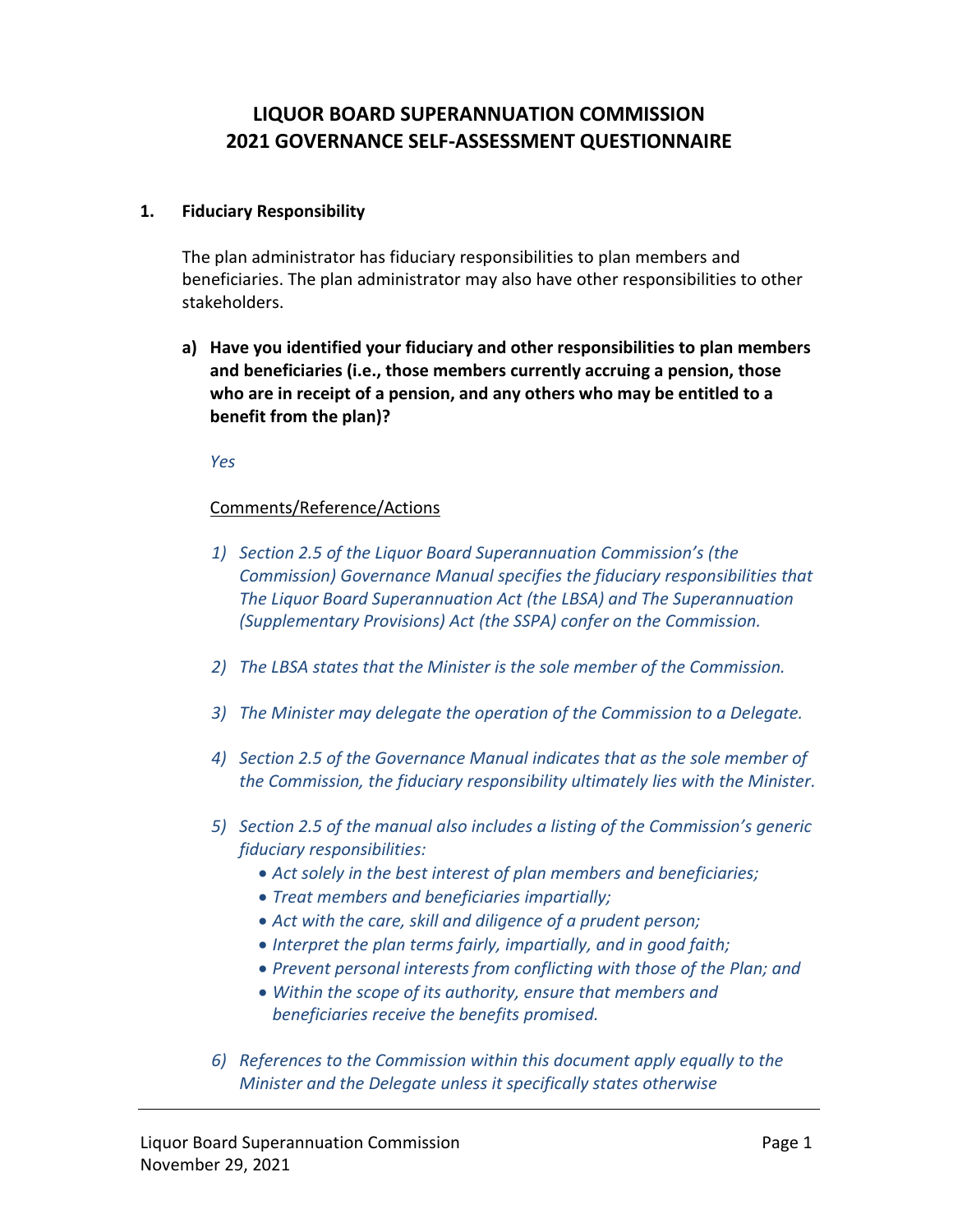# LIQUOR BOARD SUPERANNUATION COMMISSION
# 2021 GOVERNANCE SELF-ASSESSMENT QUESTIONNAIRE

## 1. Fiduciary Responsibility

The plan administrator has fiduciary responsibilities to plan members and beneficiaries. The plan administrator may also have other responsibilities to other stakeholders.

**a) Have you identified your fiduciary and other responsibilities to plan members and beneficiaries (i.e., those members currently accruing a pension, those who are in receipt of a pension, and any others who may be entitled to a benefit from the plan)?**

*Yes*

Comments/Reference/Actions

1) *Section 2.5 of the Liquor Board Superannuation Commission's (the Commission) Governance Manual specifies the fiduciary responsibilities that The Liquor Board Superannuation Act (the LBSA) and The Superannuation (Supplementary Provisions) Act (the SSPA) confer on the Commission.*

2) *The LBSA states that the Minister is the sole member of the Commission.*

3) *The Minister may delegate the operation of the Commission to a Delegate.*

4) *Section 2.5 of the Governance Manual indicates that as the sole member of the Commission, the fiduciary responsibility ultimately lies with the Minister.*

5) *Section 2.5 of the manual also includes a listing of the Commission's generic fiduciary responsibilities:*
   - *Act solely in the best interest of plan members and beneficiaries;*
   - *Treat members and beneficiaries impartially;*
   - *Act with the care, skill and diligence of a prudent person;*
   - *Interpret the plan terms fairly, impartially, and in good faith;*
   - *Prevent personal interests from conflicting with those of the Plan; and*
   - *Within the scope of its authority, ensure that members and beneficiaries receive the benefits promised.*

6) *References to the Commission within this document apply equally to the Minister and the Delegate unless it specifically states otherwise*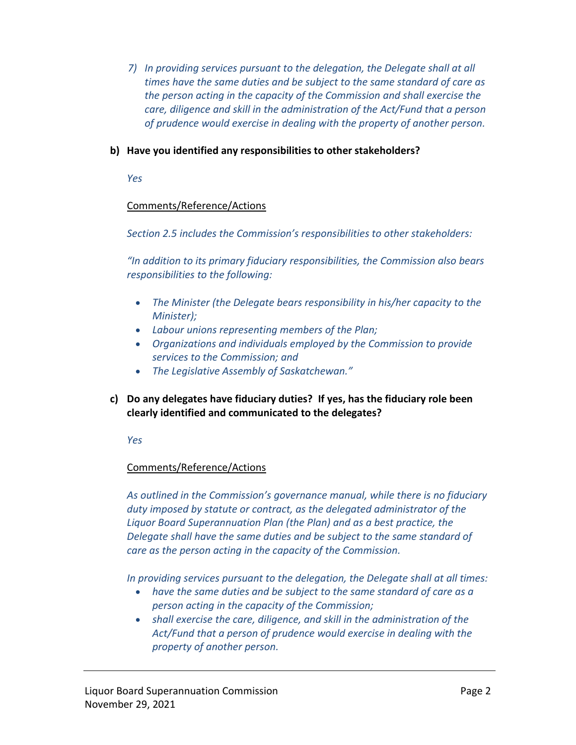7) *In providing services pursuant to the delegation, the Delegate shall at all times have the same duties and be subject to the same standard of care as the person acting in the capacity of the Commission and shall exercise the care, diligence and skill in the administration of the Act/Fund that a person of prudence would exercise in dealing with the property of another person.*

**b) Have you identified any responsibilities to other stakeholders?**

*Yes*

Comments/Reference/Actions

*Section 2.5 includes the Commission's responsibilities to other stakeholders:*

*"In addition to its primary fiduciary responsibilities, the Commission also bears responsibilities to the following:*

- *The Minister (the Delegate bears responsibility in his/her capacity to the Minister);*
- *Labour unions representing members of the Plan;*
- *Organizations and individuals employed by the Commission to provide services to the Commission; and*
- *The Legislative Assembly of Saskatchewan."*

**c) Do any delegates have fiduciary duties? If yes, has the fiduciary role been clearly identified and communicated to the delegates?**

*Yes*

Comments/Reference/Actions

*As outlined in the Commission's governance manual, while there is no fiduciary duty imposed by statute or contract, as the delegated administrator of the Liquor Board Superannuation Plan (the Plan) and as a best practice, the Delegate shall have the same duties and be subject to the same standard of care as the person acting in the capacity of the Commission.*

*In providing services pursuant to the delegation, the Delegate shall at all times:*

- *have the same duties and be subject to the same standard of care as a person acting in the capacity of the Commission;*
- *shall exercise the care, diligence, and skill in the administration of the Act/Fund that a person of prudence would exercise in dealing with the property of another person.*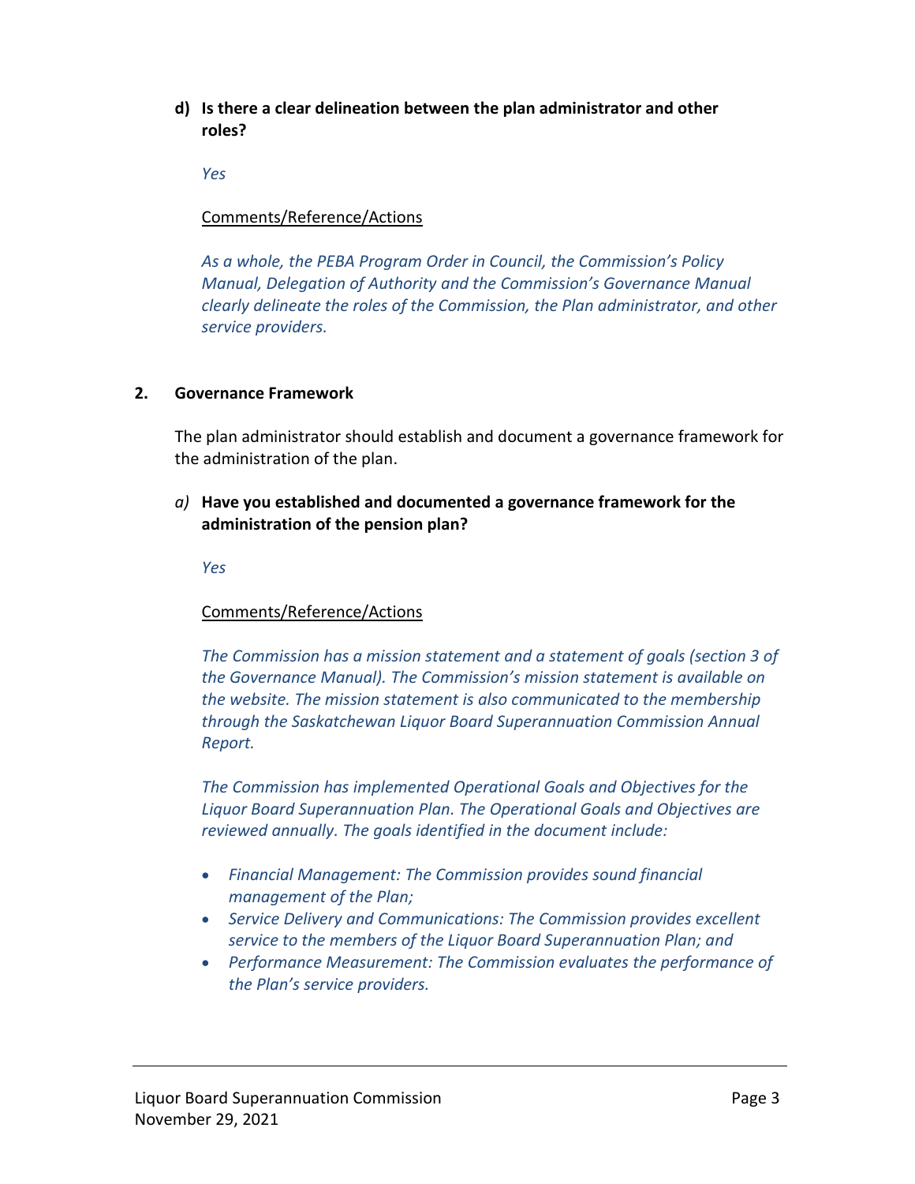**d) Is there a clear delineation between the plan administrator and other roles?**

*Yes*

Comments/Reference/Actions

*As a whole, the PEBA Program Order in Council, the Commission's Policy Manual, Delegation of Authority and the Commission's Governance Manual clearly delineate the roles of the Commission, the Plan administrator, and other service providers.*

## 2. Governance Framework

The plan administrator should establish and document a governance framework for the administration of the plan.

***a)*** **Have you established and documented a governance framework for the administration of the pension plan?**

*Yes*

Comments/Reference/Actions

*The Commission has a mission statement and a statement of goals (section 3 of the Governance Manual). The Commission's mission statement is available on the website. The mission statement is also communicated to the membership through the Saskatchewan Liquor Board Superannuation Commission Annual Report.*

*The Commission has implemented Operational Goals and Objectives for the Liquor Board Superannuation Plan. The Operational Goals and Objectives are reviewed annually. The goals identified in the document include:*

- *Financial Management: The Commission provides sound financial management of the Plan;*
- *Service Delivery and Communications: The Commission provides excellent service to the members of the Liquor Board Superannuation Plan; and*
- *Performance Measurement: The Commission evaluates the performance of the Plan's service providers.*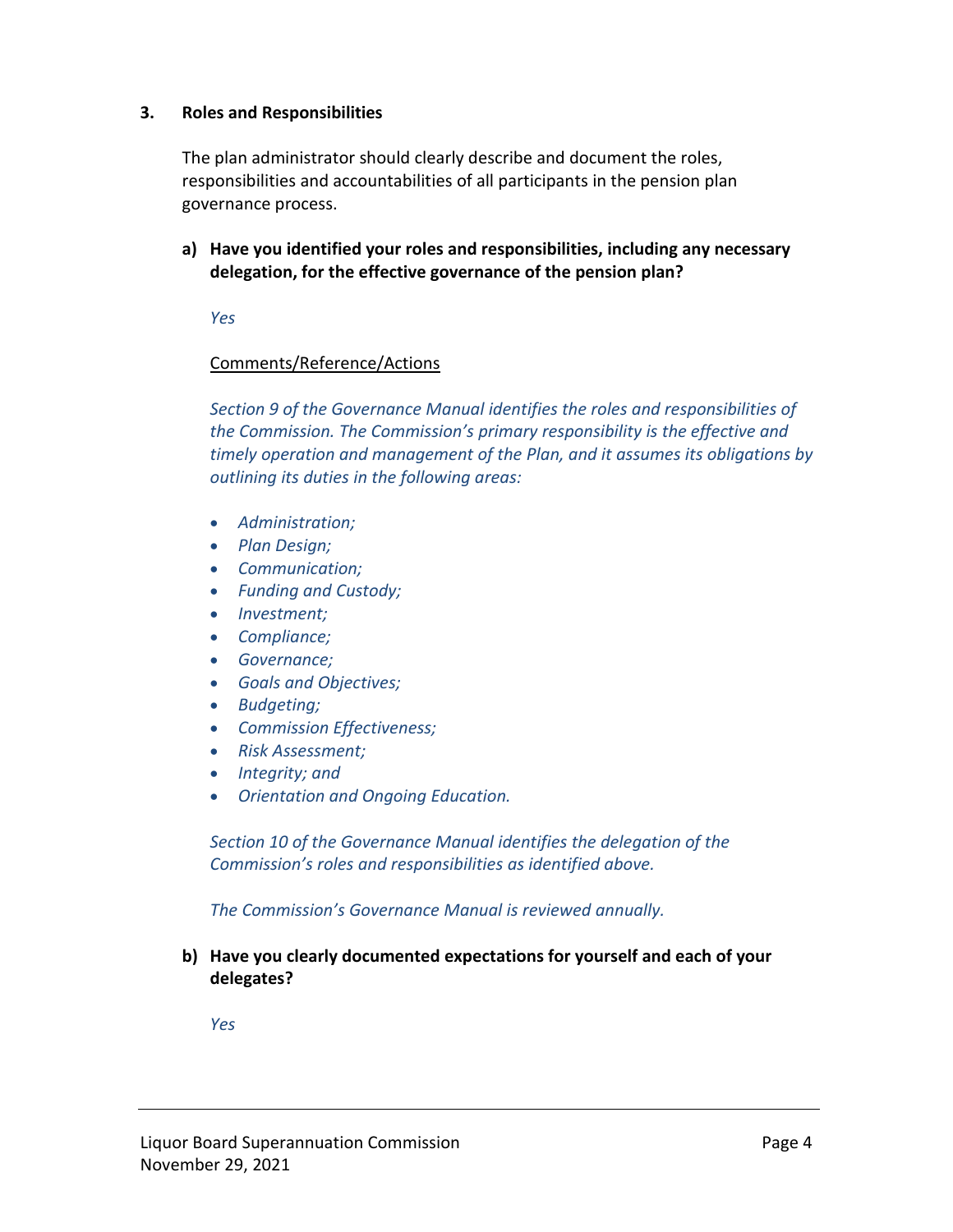## 3. Roles and Responsibilities

The plan administrator should clearly describe and document the roles, responsibilities and accountabilities of all participants in the pension plan governance process.

**a) Have you identified your roles and responsibilities, including any necessary delegation, for the effective governance of the pension plan?**

*Yes*

Comments/Reference/Actions

*Section 9 of the Governance Manual identifies the roles and responsibilities of the Commission. The Commission's primary responsibility is the effective and timely operation and management of the Plan, and it assumes its obligations by outlining its duties in the following areas:*

- *Administration;*
- *Plan Design;*
- *Communication;*
- *Funding and Custody;*
- *Investment;*
- *Compliance;*
- *Governance;*
- *Goals and Objectives;*
- *Budgeting;*
- *Commission Effectiveness;*
- *Risk Assessment;*
- *Integrity; and*
- *Orientation and Ongoing Education.*

*Section 10 of the Governance Manual identifies the delegation of the Commission's roles and responsibilities as identified above.*

*The Commission's Governance Manual is reviewed annually.*

**b) Have you clearly documented expectations for yourself and each of your delegates?**

*Yes*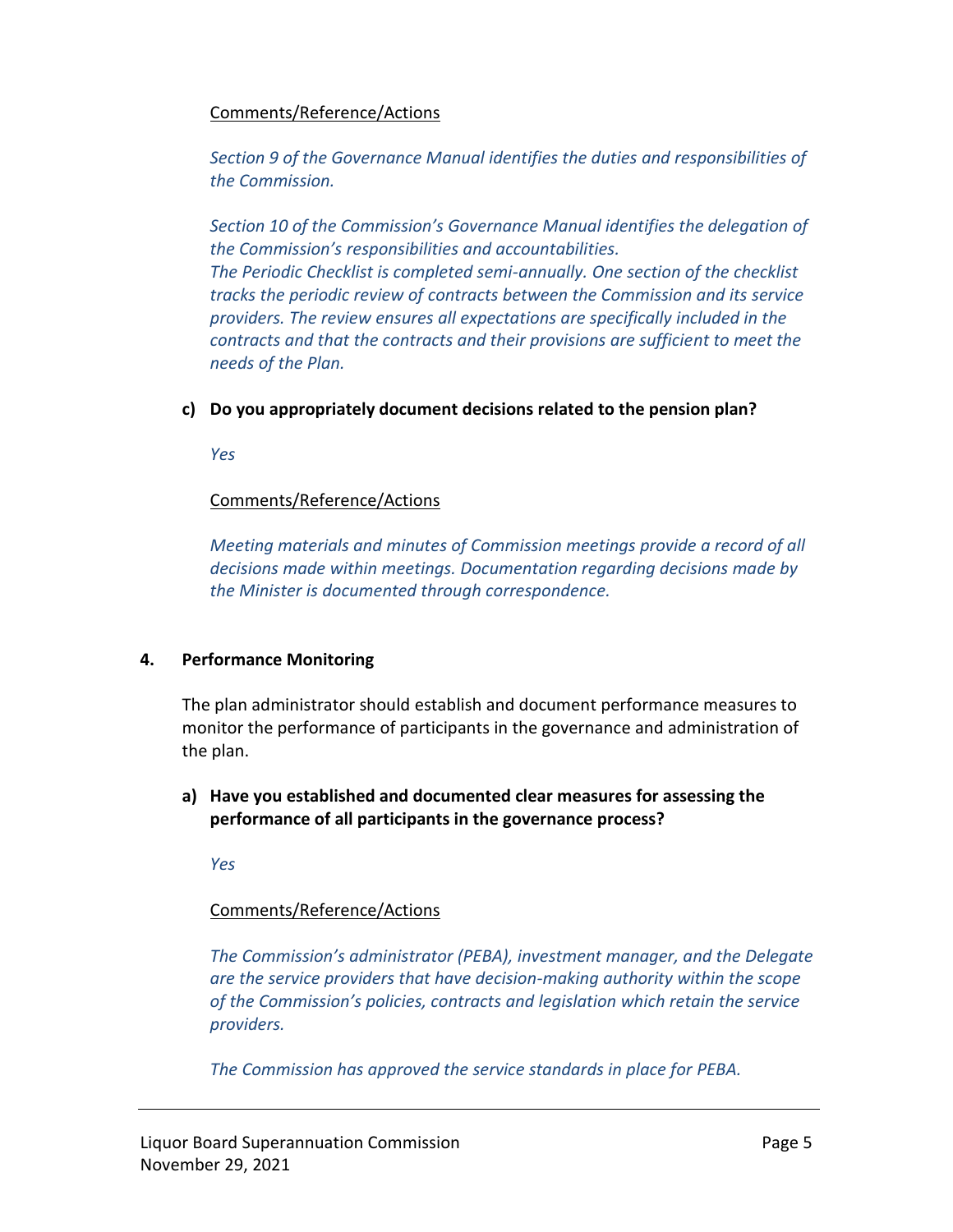Comments/Reference/Actions

*Section 9 of the Governance Manual identifies the duties and responsibilities of the Commission.*

*Section 10 of the Commission's Governance Manual identifies the delegation of the Commission's responsibilities and accountabilities.*
*The Periodic Checklist is completed semi-annually. One section of the checklist tracks the periodic review of contracts between the Commission and its service providers. The review ensures all expectations are specifically included in the contracts and that the contracts and their provisions are sufficient to meet the needs of the Plan.*

**c) Do you appropriately document decisions related to the pension plan?**

*Yes*

Comments/Reference/Actions

*Meeting materials and minutes of Commission meetings provide a record of all decisions made within meetings. Documentation regarding decisions made by the Minister is documented through correspondence.*

## 4. Performance Monitoring

The plan administrator should establish and document performance measures to monitor the performance of participants in the governance and administration of the plan.

**a) Have you established and documented clear measures for assessing the performance of all participants in the governance process?**

*Yes*

Comments/Reference/Actions

*The Commission's administrator (PEBA), investment manager, and the Delegate are the service providers that have decision-making authority within the scope of the Commission's policies, contracts and legislation which retain the service providers.*

*The Commission has approved the service standards in place for PEBA.*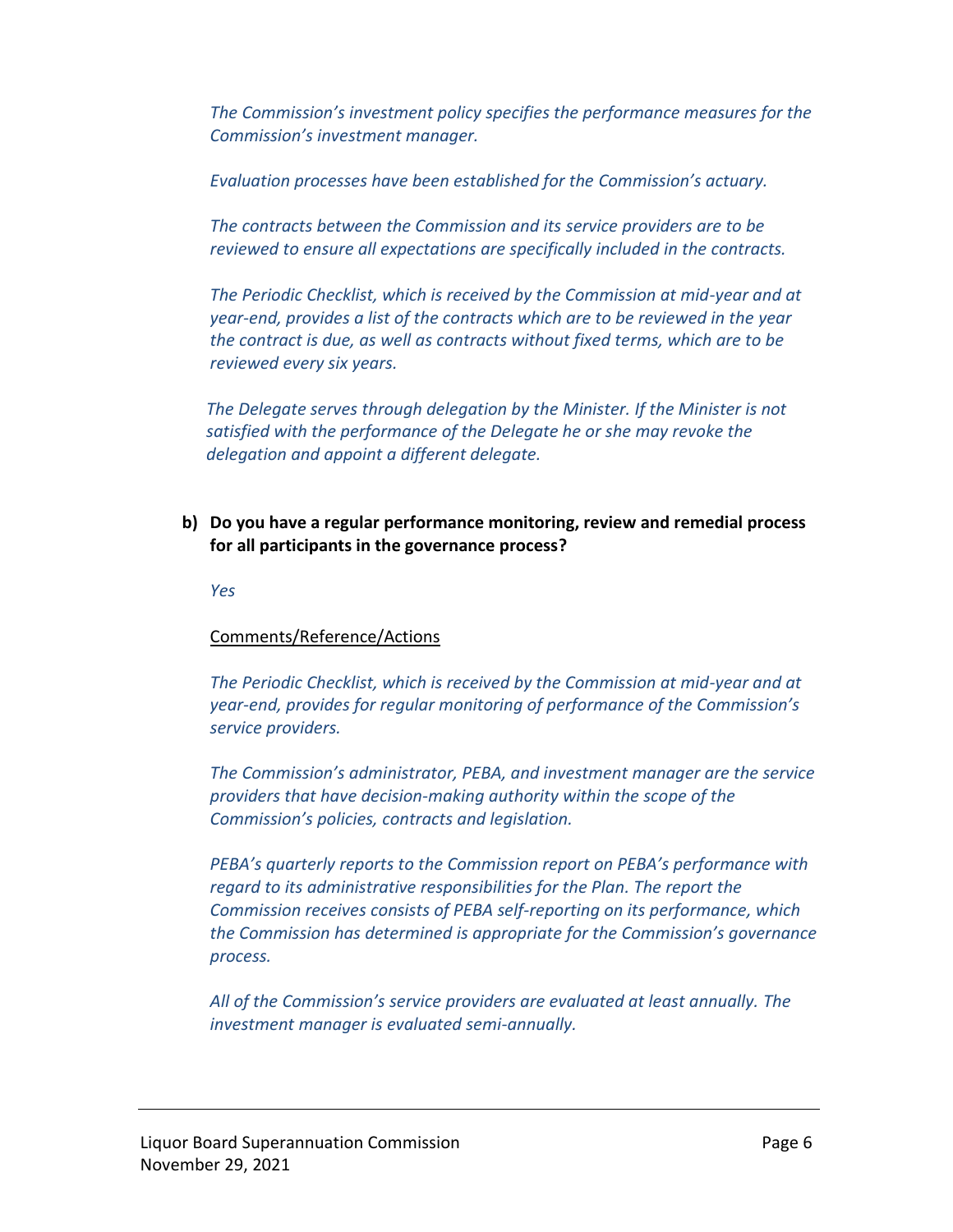*The Commission's investment policy specifies the performance measures for the Commission's investment manager.*

*Evaluation processes have been established for the Commission's actuary.*

*The contracts between the Commission and its service providers are to be reviewed to ensure all expectations are specifically included in the contracts.*

*The Periodic Checklist, which is received by the Commission at mid-year and at year-end, provides a list of the contracts which are to be reviewed in the year the contract is due, as well as contracts without fixed terms, which are to be reviewed every six years.*

*The Delegate serves through delegation by the Minister. If the Minister is not satisfied with the performance of the Delegate he or she may revoke the delegation and appoint a different delegate.*

**b) Do you have a regular performance monitoring, review and remedial process for all participants in the governance process?**

*Yes*

Comments/Reference/Actions

*The Periodic Checklist, which is received by the Commission at mid-year and at year-end, provides for regular monitoring of performance of the Commission's service providers.*

*The Commission's administrator, PEBA, and investment manager are the service providers that have decision-making authority within the scope of the Commission's policies, contracts and legislation.*

*PEBA's quarterly reports to the Commission report on PEBA's performance with regard to its administrative responsibilities for the Plan. The report the Commission receives consists of PEBA self-reporting on its performance, which the Commission has determined is appropriate for the Commission's governance process.*

*All of the Commission's service providers are evaluated at least annually. The investment manager is evaluated semi-annually.*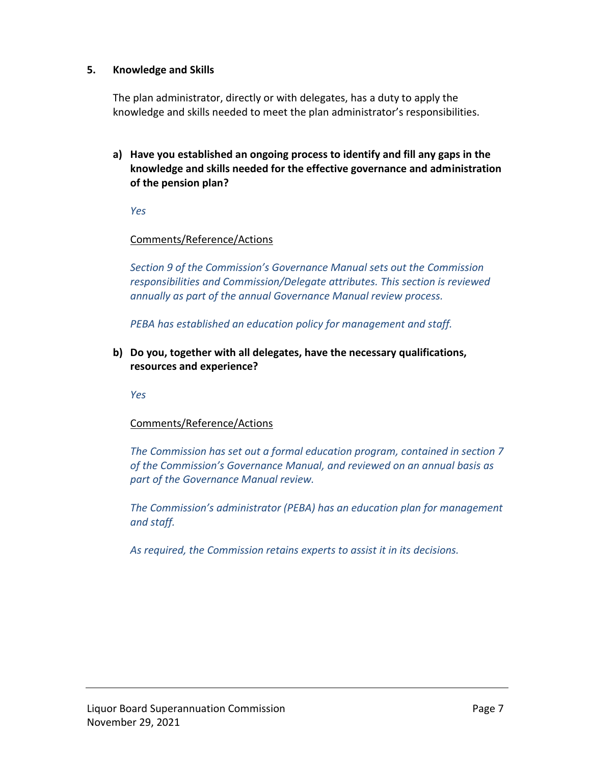## 5. Knowledge and Skills

The plan administrator, directly or with delegates, has a duty to apply the knowledge and skills needed to meet the plan administrator's responsibilities.

**a) Have you established an ongoing process to identify and fill any gaps in the knowledge and skills needed for the effective governance and administration of the pension plan?**

*Yes*

Comments/Reference/Actions

*Section 9 of the Commission's Governance Manual sets out the Commission responsibilities and Commission/Delegate attributes. This section is reviewed annually as part of the annual Governance Manual review process.*

*PEBA has established an education policy for management and staff.*

**b) Do you, together with all delegates, have the necessary qualifications, resources and experience?**

*Yes*

Comments/Reference/Actions

*The Commission has set out a formal education program, contained in section 7 of the Commission's Governance Manual, and reviewed on an annual basis as part of the Governance Manual review.*

*The Commission's administrator (PEBA) has an education plan for management and staff.*

*As required, the Commission retains experts to assist it in its decisions.*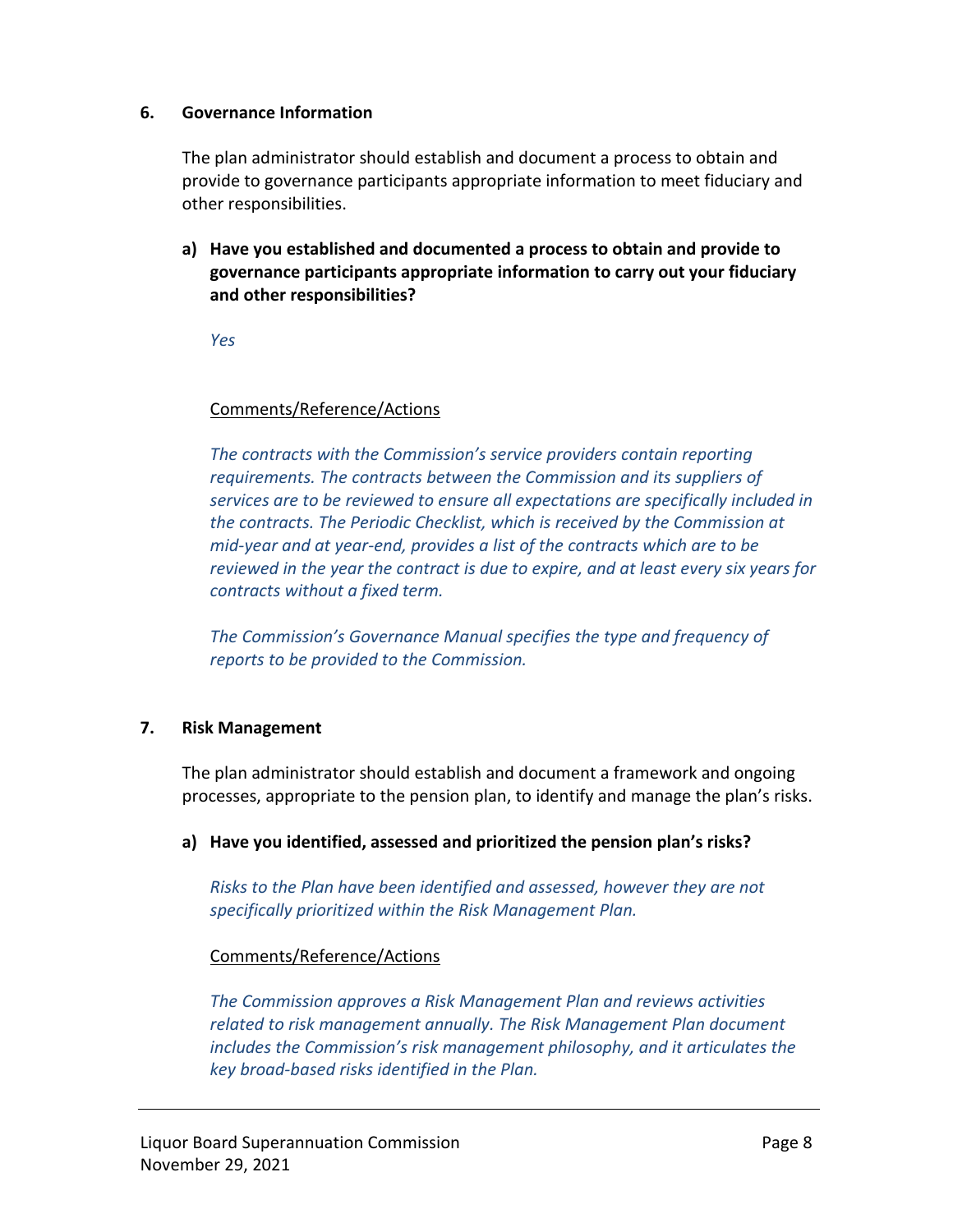## 6. Governance Information

The plan administrator should establish and document a process to obtain and provide to governance participants appropriate information to meet fiduciary and other responsibilities.

**a) Have you established and documented a process to obtain and provide to governance participants appropriate information to carry out your fiduciary and other responsibilities?**

*Yes*

Comments/Reference/Actions

*The contracts with the Commission's service providers contain reporting requirements. The contracts between the Commission and its suppliers of services are to be reviewed to ensure all expectations are specifically included in the contracts. The Periodic Checklist, which is received by the Commission at mid-year and at year-end, provides a list of the contracts which are to be reviewed in the year the contract is due to expire, and at least every six years for contracts without a fixed term.*

*The Commission's Governance Manual specifies the type and frequency of reports to be provided to the Commission.*

## 7. Risk Management

The plan administrator should establish and document a framework and ongoing processes, appropriate to the pension plan, to identify and manage the plan's risks.

**a) Have you identified, assessed and prioritized the pension plan's risks?**

*Risks to the Plan have been identified and assessed, however they are not specifically prioritized within the Risk Management Plan.*

Comments/Reference/Actions

*The Commission approves a Risk Management Plan and reviews activities related to risk management annually. The Risk Management Plan document includes the Commission's risk management philosophy, and it articulates the key broad-based risks identified in the Plan.*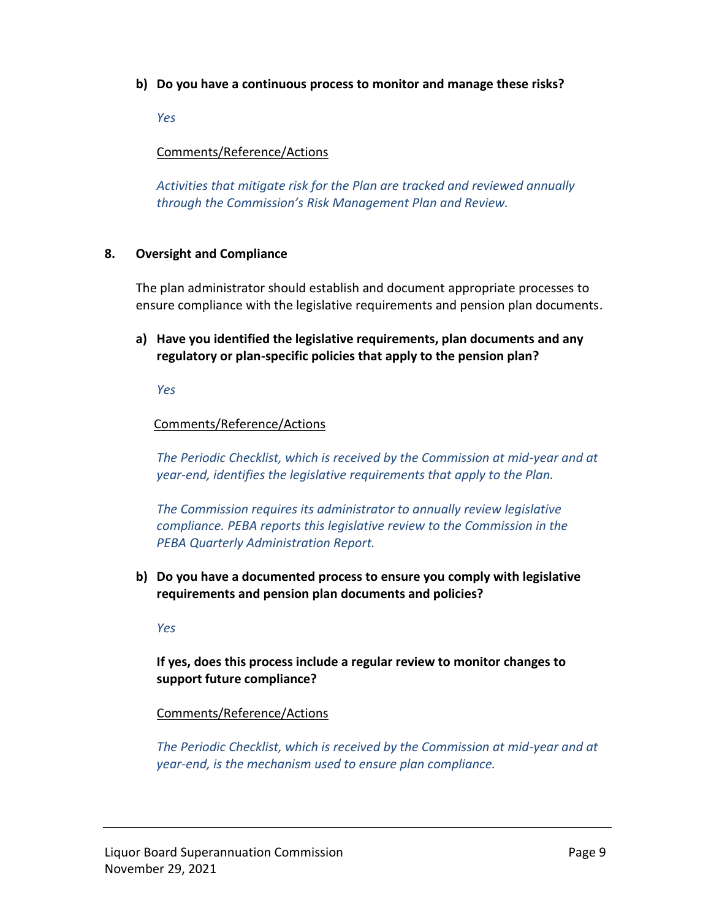**b) Do you have a continuous process to monitor and manage these risks?**

*Yes*

Comments/Reference/Actions

*Activities that mitigate risk for the Plan are tracked and reviewed annually through the Commission's Risk Management Plan and Review.*

## 8. Oversight and Compliance

The plan administrator should establish and document appropriate processes to ensure compliance with the legislative requirements and pension plan documents.

**a) Have you identified the legislative requirements, plan documents and any regulatory or plan-specific policies that apply to the pension plan?**

*Yes*

Comments/Reference/Actions

*The Periodic Checklist, which is received by the Commission at mid-year and at year-end, identifies the legislative requirements that apply to the Plan.*

*The Commission requires its administrator to annually review legislative compliance. PEBA reports this legislative review to the Commission in the PEBA Quarterly Administration Report.*

**b) Do you have a documented process to ensure you comply with legislative requirements and pension plan documents and policies?**

*Yes*

**If yes, does this process include a regular review to monitor changes to support future compliance?**

Comments/Reference/Actions

*The Periodic Checklist, which is received by the Commission at mid-year and at year-end, is the mechanism used to ensure plan compliance.*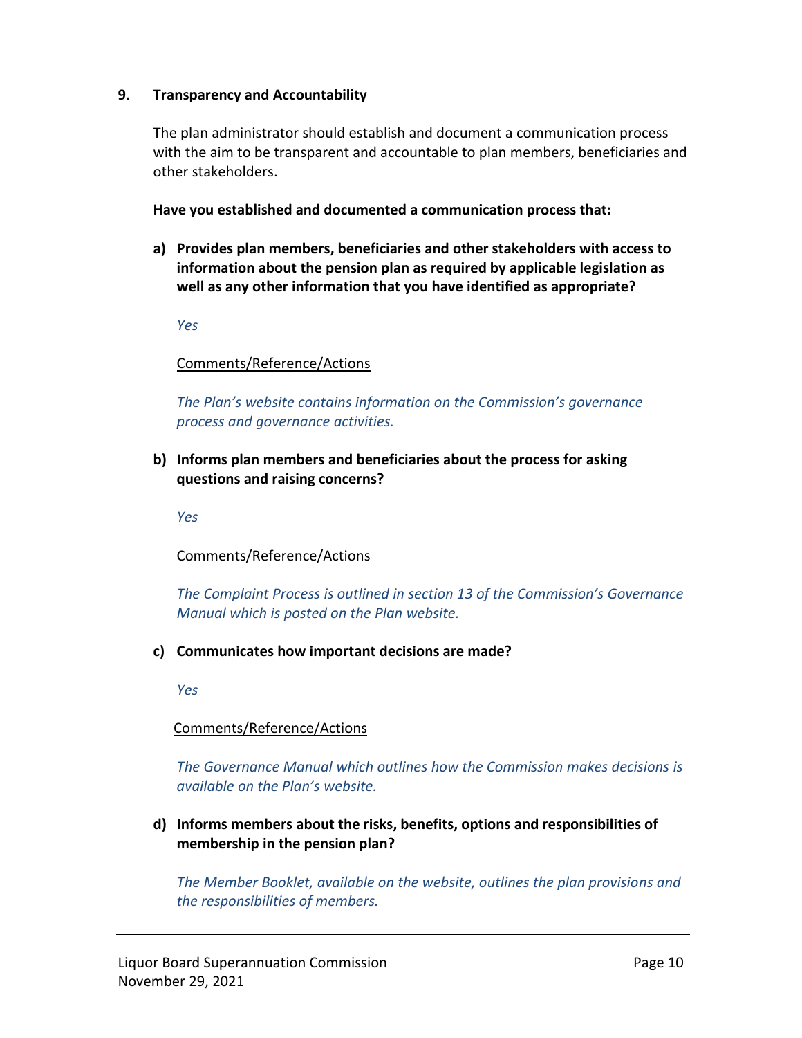**9. Transparency and Accountability**

The plan administrator should establish and document a communication process with the aim to be transparent and accountable to plan members, beneficiaries and other stakeholders.

**Have you established and documented a communication process that:**

**a) Provides plan members, beneficiaries and other stakeholders with access to information about the pension plan as required by applicable legislation as well as any other information that you have identified as appropriate?**

*Yes*

Comments/Reference/Actions

*The Plan's website contains information on the Commission's governance process and governance activities.*

**b) Informs plan members and beneficiaries about the process for asking questions and raising concerns?**

*Yes*

Comments/Reference/Actions

*The Complaint Process is outlined in section 13 of the Commission's Governance Manual which is posted on the Plan website.*

**c) Communicates how important decisions are made?**

*Yes*

Comments/Reference/Actions

*The Governance Manual which outlines how the Commission makes decisions is available on the Plan's website.*

**d) Informs members about the risks, benefits, options and responsibilities of membership in the pension plan?**

*The Member Booklet, available on the website, outlines the plan provisions and the responsibilities of members.*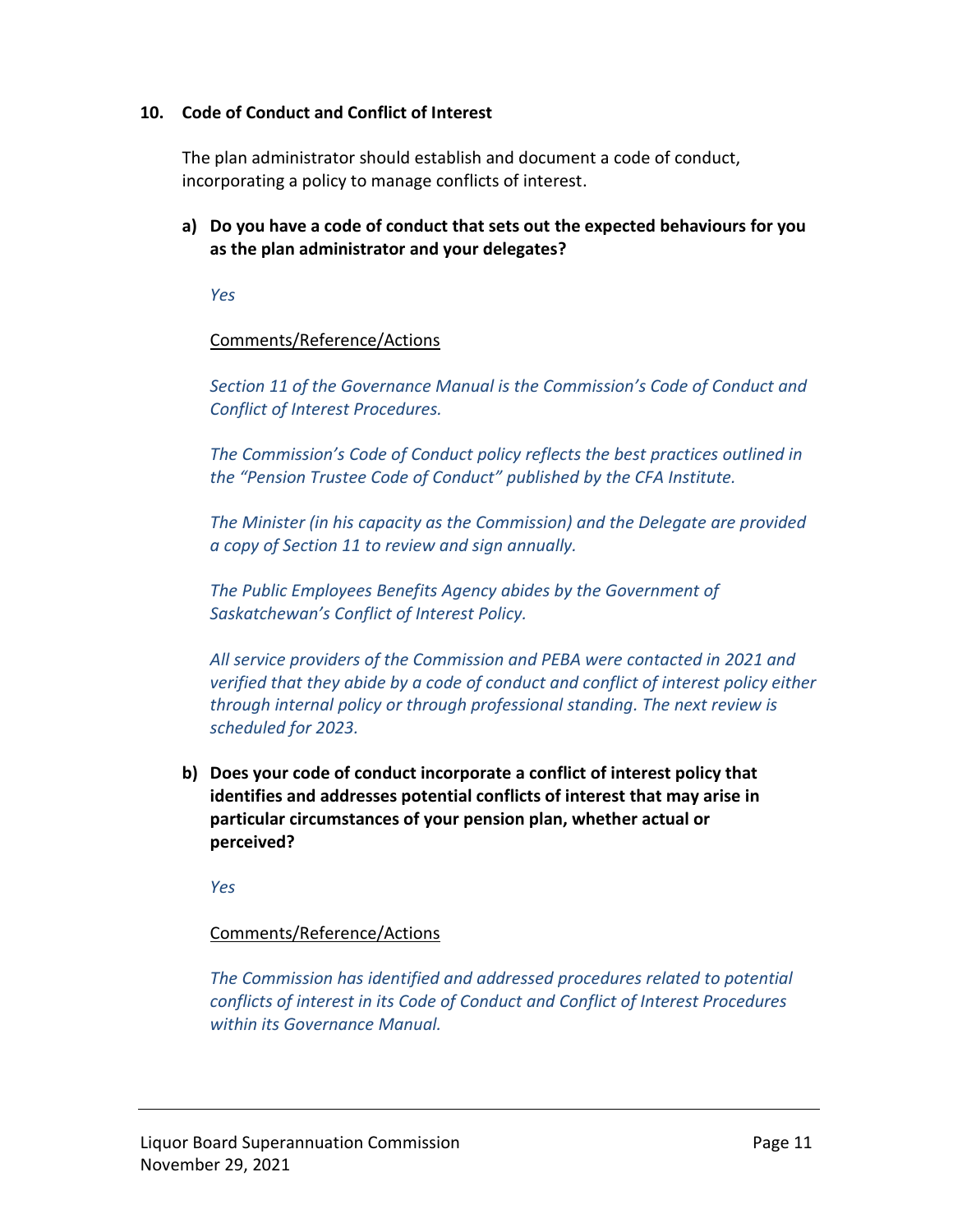## 10. Code of Conduct and Conflict of Interest

The plan administrator should establish and document a code of conduct, incorporating a policy to manage conflicts of interest.

**a) Do you have a code of conduct that sets out the expected behaviours for you as the plan administrator and your delegates?**

*Yes*

Comments/Reference/Actions

*Section 11 of the Governance Manual is the Commission's Code of Conduct and Conflict of Interest Procedures.*

*The Commission's Code of Conduct policy reflects the best practices outlined in the "Pension Trustee Code of Conduct" published by the CFA Institute.*

*The Minister (in his capacity as the Commission) and the Delegate are provided a copy of Section 11 to review and sign annually.*

*The Public Employees Benefits Agency abides by the Government of Saskatchewan's Conflict of Interest Policy.*

*All service providers of the Commission and PEBA were contacted in 2021 and verified that they abide by a code of conduct and conflict of interest policy either through internal policy or through professional standing. The next review is scheduled for 2023.*

**b) Does your code of conduct incorporate a conflict of interest policy that identifies and addresses potential conflicts of interest that may arise in particular circumstances of your pension plan, whether actual or perceived?**

*Yes*

Comments/Reference/Actions

*The Commission has identified and addressed procedures related to potential conflicts of interest in its Code of Conduct and Conflict of Interest Procedures within its Governance Manual.*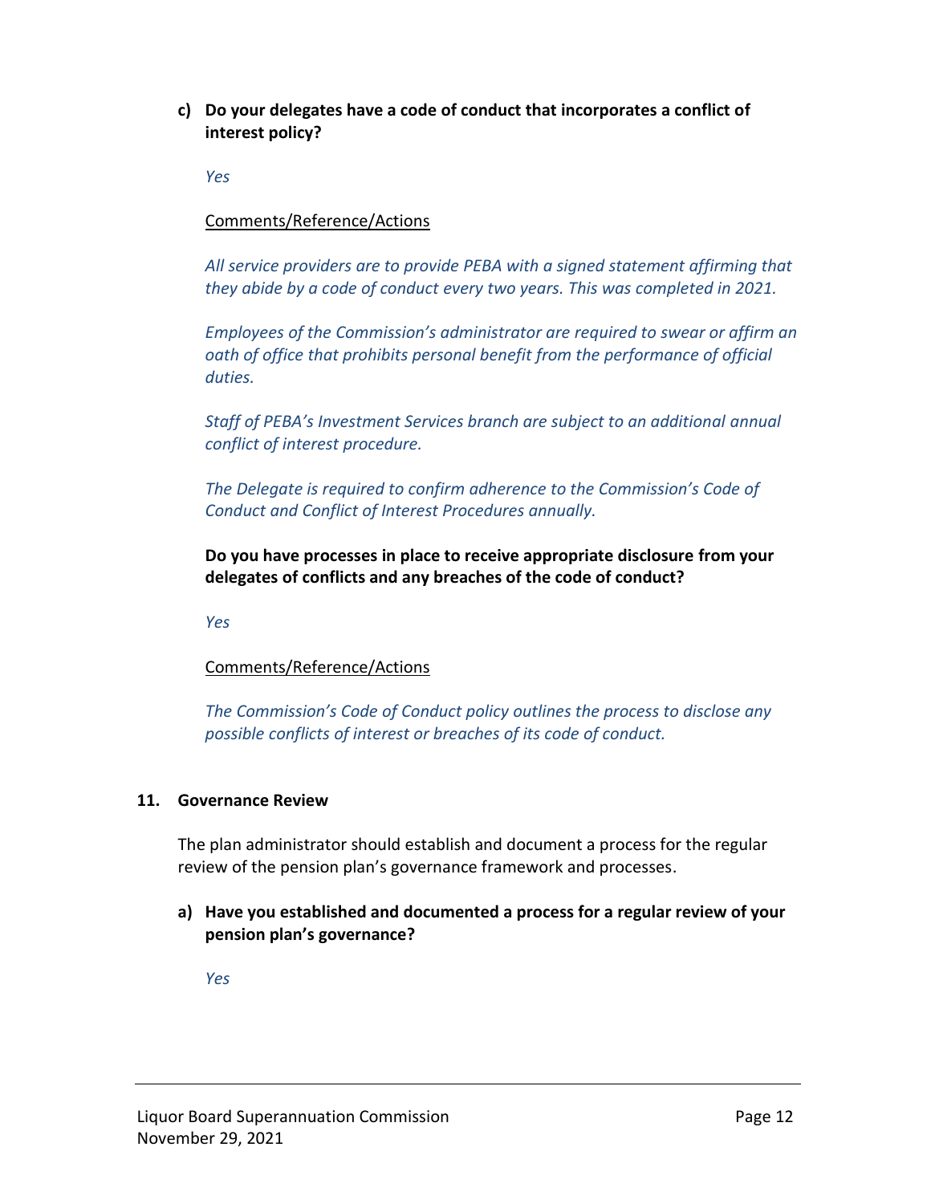**c) Do your delegates have a code of conduct that incorporates a conflict of interest policy?**

*Yes*

Comments/Reference/Actions

*All service providers are to provide PEBA with a signed statement affirming that they abide by a code of conduct every two years. This was completed in 2021.*

*Employees of the Commission's administrator are required to swear or affirm an oath of office that prohibits personal benefit from the performance of official duties.*

*Staff of PEBA's Investment Services branch are subject to an additional annual conflict of interest procedure.*

*The Delegate is required to confirm adherence to the Commission's Code of Conduct and Conflict of Interest Procedures annually.*

**Do you have processes in place to receive appropriate disclosure from your delegates of conflicts and any breaches of the code of conduct?**

*Yes*

Comments/Reference/Actions

*The Commission's Code of Conduct policy outlines the process to disclose any possible conflicts of interest or breaches of its code of conduct.*

**11. Governance Review**

The plan administrator should establish and document a process for the regular review of the pension plan's governance framework and processes.

**a) Have you established and documented a process for a regular review of your pension plan's governance?**

*Yes*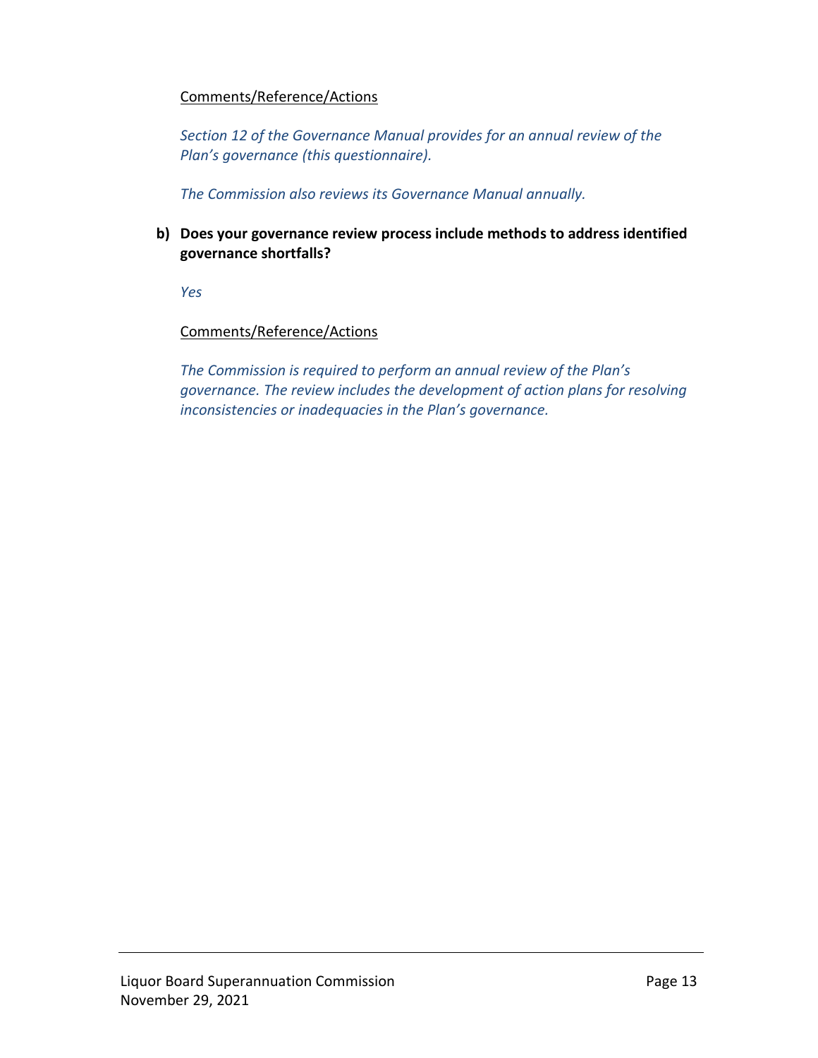Comments/Reference/Actions

*Section 12 of the Governance Manual provides for an annual review of the Plan's governance (this questionnaire).*

*The Commission also reviews its Governance Manual annually.*

**b) Does your governance review process include methods to address identified governance shortfalls?**

*Yes*

Comments/Reference/Actions

*The Commission is required to perform an annual review of the Plan's governance. The review includes the development of action plans for resolving inconsistencies or inadequacies in the Plan's governance.*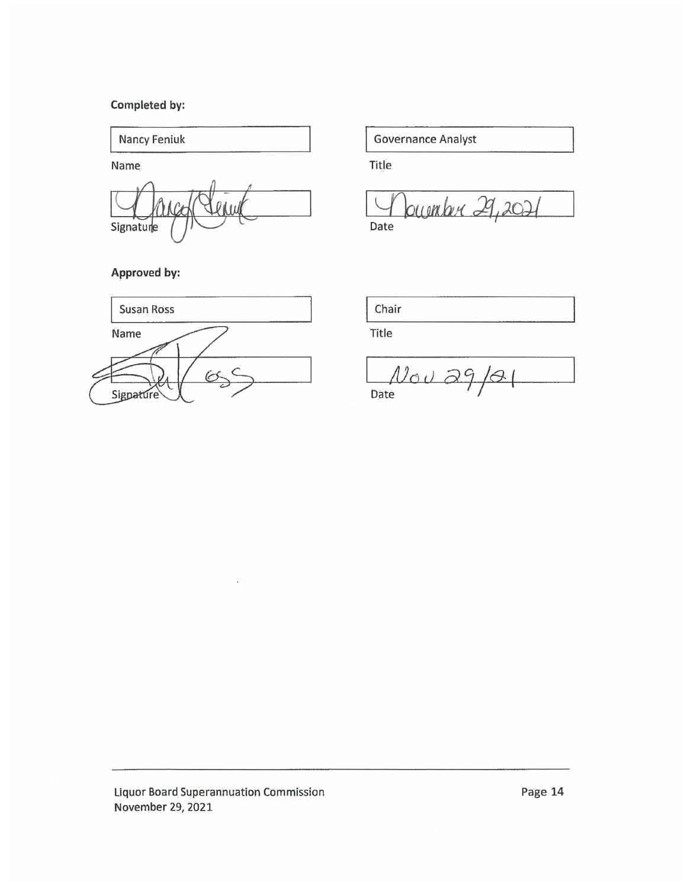**Completed by:**

| | |
|---|---|
| Nancy Feniuk | Governance Analyst |
| Name | Title |
| *Nancy Feniuk* | *November 29, 2021* |
| Signature | Date |

**Approved by:**

| | |
|---|---|
| Susan Ross | Chair |
| Name | Title |
| *Su Ross* | *Nov 29/21* |
| Signature | Date |